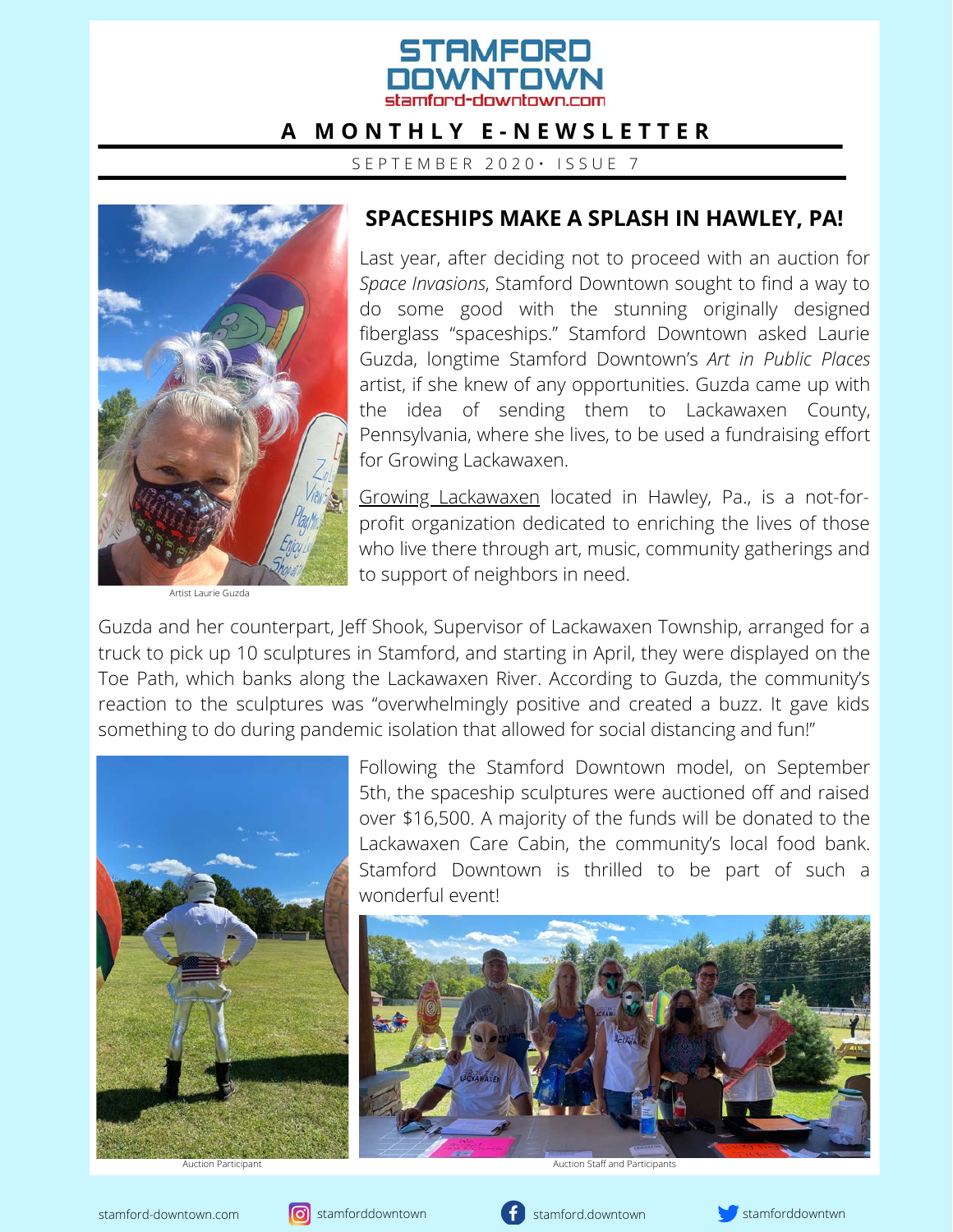# STAMFORD DOWNTOWN

stamford-downtown.com

**A MONTHLY E-NEWSLETTER**

SEPTEMBER 2020 • ISSUE 7

## SPACESHIPS MAKE A SPLASH IN HAWLEY, PA!

Last year, after deciding not to proceed with an auction for *Space Invasions*, Stamford Downtown sought to find a way to do some good with the stunning originally designed fiberglass "spaceships." Stamford Downtown asked Laurie Guzda, longtime Stamford Downtown's *Art in Public Places* artist, if she knew of any opportunities. Guzda came up with the idea of sending them to Lackawaxen County, Pennsylvania, where she lives, to be used a fundraising effort for Growing Lackawaxen.

Artist Laurie Guzda

Growing Lackawaxen located in Hawley, Pa., is a not-for-profit organization dedicated to enriching the lives of those who live there through art, music, community gatherings and to support of neighbors in need.

Guzda and her counterpart, Jeff Shook, Supervisor of Lackawaxen Township, arranged for a truck to pick up 10 sculptures in Stamford, and starting in April, they were displayed on the Toe Path, which banks along the Lackawaxen River. According to Guzda, the community's reaction to the sculptures was "overwhelmingly positive and created a buzz. It gave kids something to do during pandemic isolation that allowed for social distancing and fun!"

Following the Stamford Downtown model, on September 5th, the spaceship sculptures were auctioned off and raised over $16,500. A majority of the funds will be donated to the Lackawaxen Care Cabin, the community's local food bank. Stamford Downtown is thrilled to be part of such a wonderful event!

Auction Participant

Auction Staff and Participants

stamford-downtown.com | Instagram: stamforddowntown | Facebook: stamford.downtown | Twitter: stamforddowntwn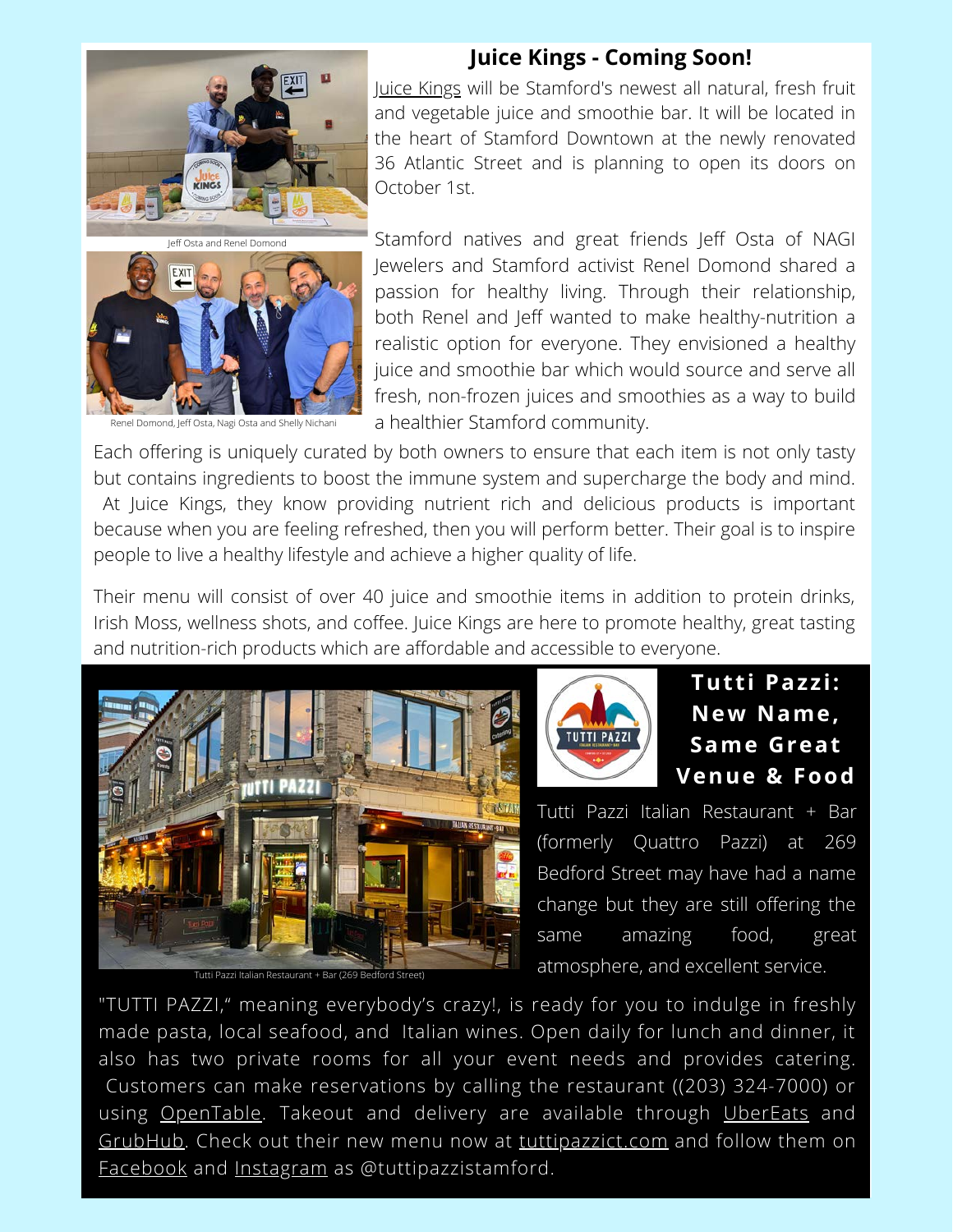## Juice Kings - Coming Soon!

Jeff Osta and Renel Domond

Renel Domond, Jeff Osta, Nagi Osta and Shelly Nichani

Juice Kings will be Stamford's newest all natural, fresh fruit and vegetable juice and smoothie bar. It will be located in the heart of Stamford Downtown at the newly renovated 36 Atlantic Street and is planning to open its doors on October 1st.

Stamford natives and great friends Jeff Osta of NAGI Jewelers and Stamford activist Renel Domond shared a passion for healthy living. Through their relationship, both Renel and Jeff wanted to make healthy-nutrition a realistic option for everyone. They envisioned a healthy juice and smoothie bar which would source and serve all fresh, non-frozen juices and smoothies as a way to build a healthier Stamford community.

Each offering is uniquely curated by both owners to ensure that each item is not only tasty but contains ingredients to boost the immune system and supercharge the body and mind. At Juice Kings, they know providing nutrient rich and delicious products is important because when you are feeling refreshed, then you will perform better. Their goal is to inspire people to live a healthy lifestyle and achieve a higher quality of life.

Their menu will consist of over 40 juice and smoothie items in addition to protein drinks, Irish Moss, wellness shots, and coffee. Juice Kings are here to promote healthy, great tasting and nutrition-rich products which are affordable and accessible to everyone.

## Tutti Pazzi: New Name, Same Great Venue & Food

Tutti Pazzi Italian Restaurant + Bar (269 Bedford Street)

Tutti Pazzi Italian Restaurant + Bar (formerly Quattro Pazzi) at 269 Bedford Street may have had a name change but they are still offering the same amazing food, great atmosphere, and excellent service.

"TUTTI PAZZI," meaning everybody's crazy!, is ready for you to indulge in freshly made pasta, local seafood, and Italian wines. Open daily for lunch and dinner, it also has two private rooms for all your event needs and provides catering. Customers can make reservations by calling the restaurant ((203) 324-7000) or using OpenTable. Takeout and delivery are available through UberEats and GrubHub. Check out their new menu now at tuttipazzict.com and follow them on Facebook and Instagram as @tuttipazzistamford.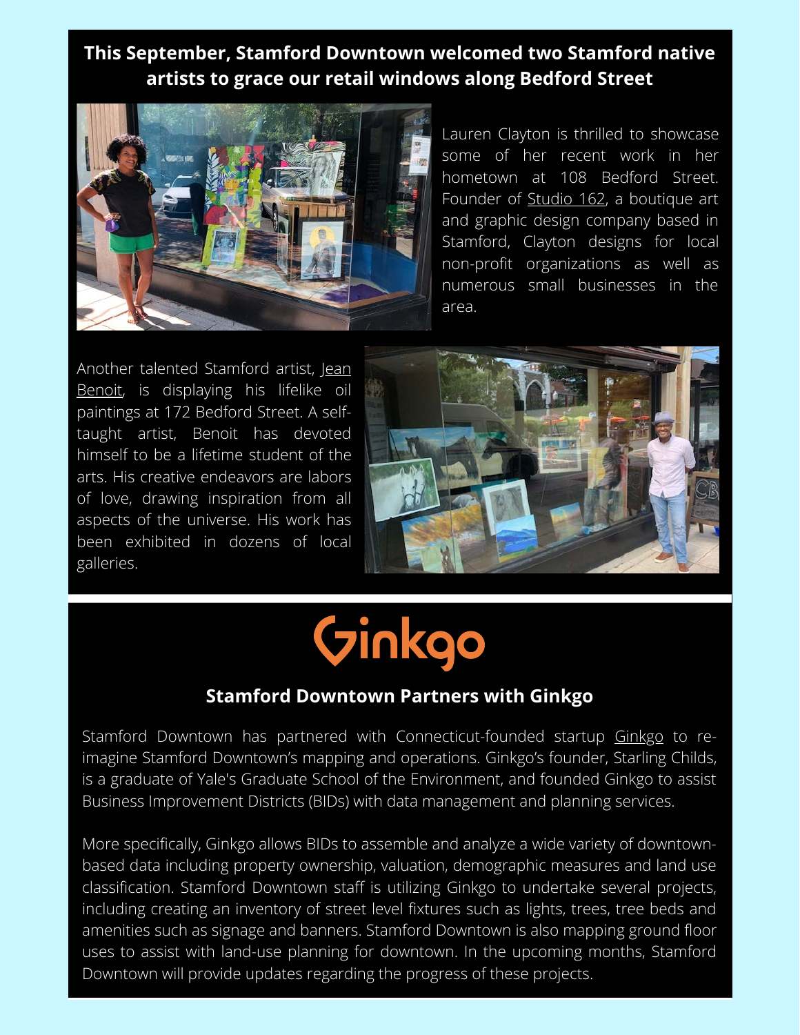**This September, Stamford Downtown welcomed two Stamford native artists to grace our retail windows along Bedford Street**

Lauren Clayton is thrilled to showcase some of her recent work in her hometown at 108 Bedford Street. Founder of Studio 162, a boutique art and graphic design company based in Stamford, Clayton designs for local non-profit organizations as well as numerous small businesses in the area.

Another talented Stamford artist, Jean Benoit, is displaying his lifelike oil paintings at 172 Bedford Street. A self-taught artist, Benoit has devoted himself to be a lifetime student of the arts. His creative endeavors are labors of love, drawing inspiration from all aspects of the universe. His work has been exhibited in dozens of local galleries.

Ginkgo

## Stamford Downtown Partners with Ginkgo

Stamford Downtown has partnered with Connecticut-founded startup Ginkgo to re-imagine Stamford Downtown's mapping and operations. Ginkgo's founder, Starling Childs, is a graduate of Yale's Graduate School of the Environment, and founded Ginkgo to assist Business Improvement Districts (BIDs) with data management and planning services.

More specifically, Ginkgo allows BIDs to assemble and analyze a wide variety of downtown-based data including property ownership, valuation, demographic measures and land use classification. Stamford Downtown staff is utilizing Ginkgo to undertake several projects, including creating an inventory of street level fixtures such as lights, trees, tree beds and amenities such as signage and banners. Stamford Downtown is also mapping ground floor uses to assist with land-use planning for downtown. In the upcoming months, Stamford Downtown will provide updates regarding the progress of these projects.